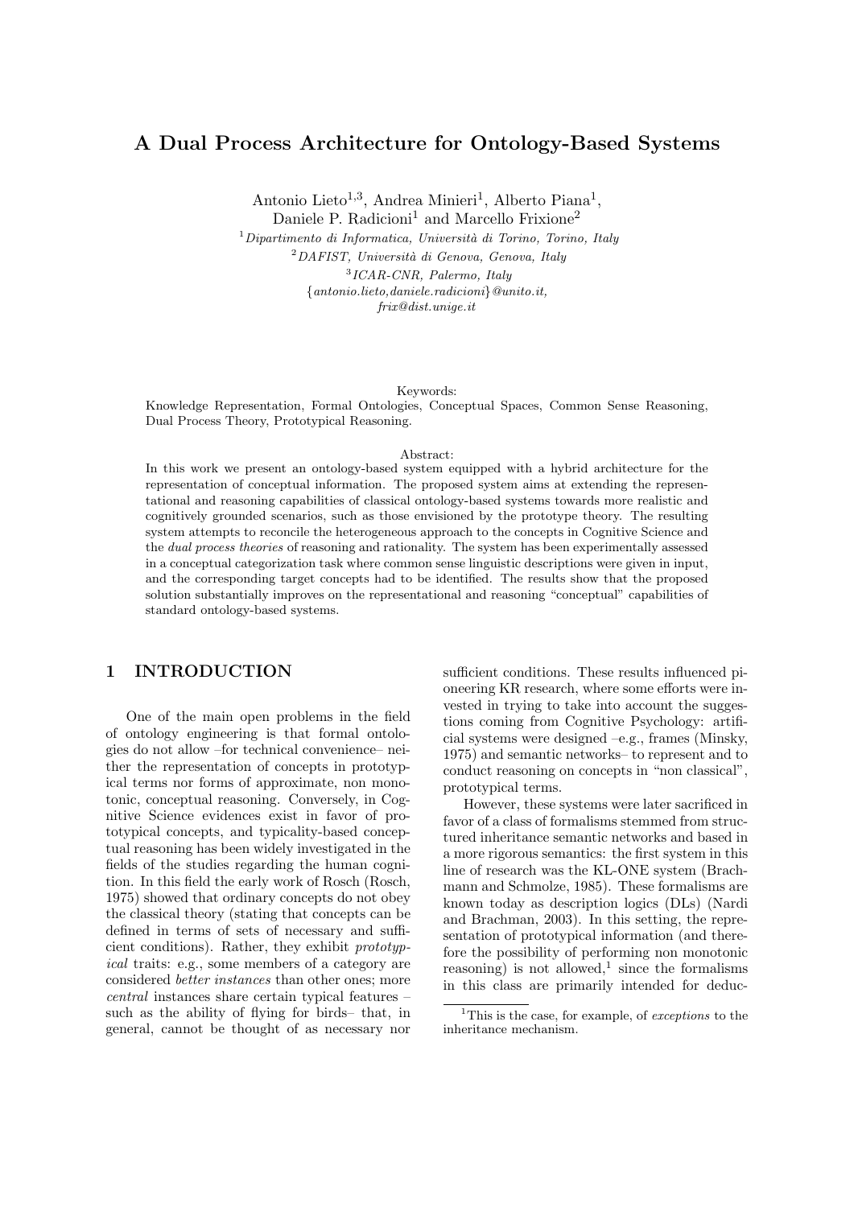# A Dual Process Architecture for Ontology-Based Systems

Antonio Lieto[1,3], Andrea Minieri[1], Alberto Piana[1],
Daniele P. Radicioni[1] and Marcello Frixione[2]

[1] *Dipartimento di Informatica, Università di Torino, Torino, Italy*
[2] *DAFIST, Università di Genova, Genova, Italy*
[3] *ICAR-CNR, Palermo, Italy*
*{antonio.lieto,daniele.radicioni}@unito.it,*
*frix@dist.unige.it*

Keywords:
Knowledge Representation, Formal Ontologies, Conceptual Spaces, Common Sense Reasoning, Dual Process Theory, Prototypical Reasoning.

Abstract:
In this work we present an ontology-based system equipped with a hybrid architecture for the representation of conceptual information. The proposed system aims at extending the representational and reasoning capabilities of classical ontology-based systems towards more realistic and cognitively grounded scenarios, such as those envisioned by the prototype theory. The resulting system attempts to reconcile the heterogeneous approach to the concepts in Cognitive Science and the *dual process theories* of reasoning and rationality. The system has been experimentally assessed in a conceptual categorization task where common sense linguistic descriptions were given in input, and the corresponding target concepts had to be identified. The results show that the proposed solution substantially improves on the representational and reasoning "conceptual" capabilities of standard ontology-based systems.

## 1 INTRODUCTION

One of the main open problems in the field of ontology engineering is that formal ontologies do not allow –for technical convenience– neither the representation of concepts in prototypical terms nor forms of approximate, non monotonic, conceptual reasoning. Conversely, in Cognitive Science evidences exist in favor of prototypical concepts, and typicality-based conceptual reasoning has been widely investigated in the fields of the studies regarding the human cognition. In this field the early work of Rosch (Rosch, 1975) showed that ordinary concepts do not obey the classical theory (stating that concepts can be defined in terms of sets of necessary and sufficient conditions). Rather, they exhibit *prototypical* traits: e.g., some members of a category are considered *better instances* than other ones; more *central* instances share certain typical features – such as the ability of flying for birds– that, in general, cannot be thought of as necessary nor sufficient conditions. These results influenced pioneering KR research, where some efforts were invested in trying to take into account the suggestions coming from Cognitive Psychology: artificial systems were designed –e.g., frames (Minsky, 1975) and semantic networks– to represent and to conduct reasoning on concepts in "non classical", prototypical terms.

However, these systems were later sacrificed in favor of a class of formalisms stemmed from structured inheritance semantic networks and based in a more rigorous semantics: the first system in this line of research was the KL-ONE system (Brachmann and Schmolze, 1985). These formalisms are known today as description logics (DLs) (Nardi and Brachman, 2003). In this setting, the representation of prototypical information (and therefore the possibility of performing non monotonic reasoning) is not allowed,[1] since the formalisms in this class are primarily intended for deduc-

[1] This is the case, for example, of *exceptions* to the inheritance mechanism.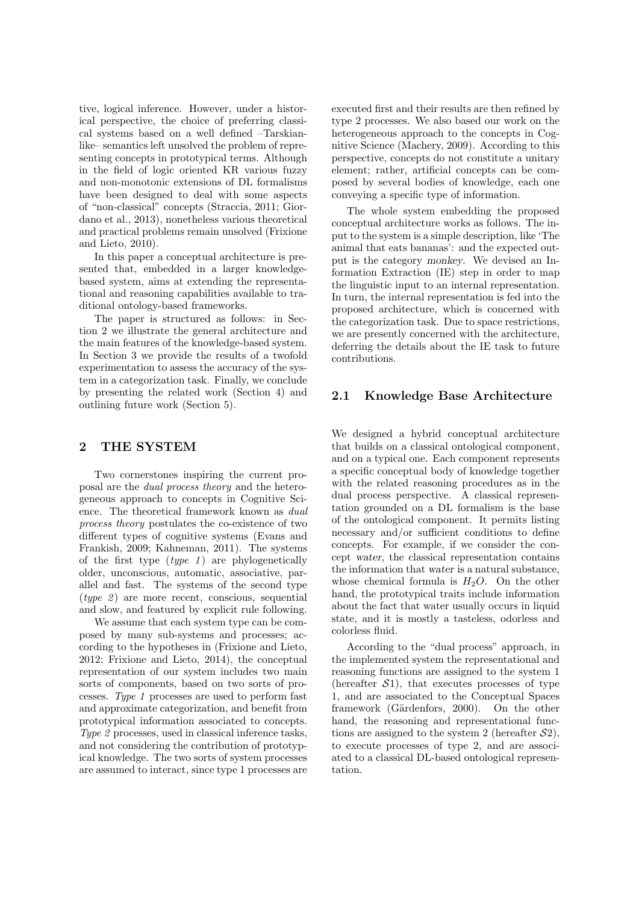tive, logical inference. However, under a historical perspective, the choice of preferring classical systems based on a well defined –Tarskian-like– semantics left unsolved the problem of representing concepts in prototypical terms. Although in the field of logic oriented KR various fuzzy and non-monotonic extensions of DL formalisms have been designed to deal with some aspects of "non-classical" concepts (Straccia, 2011; Giordano et al., 2013), nonetheless various theoretical and practical problems remain unsolved (Frixione and Lieto, 2010).

In this paper a conceptual architecture is presented that, embedded in a larger knowledge-based system, aims at extending the representational and reasoning capabilities available to traditional ontology-based frameworks.

The paper is structured as follows: in Section 2 we illustrate the general architecture and the main features of the knowledge-based system. In Section 3 we provide the results of a twofold experimentation to assess the accuracy of the system in a categorization task. Finally, we conclude by presenting the related work (Section 4) and outlining future work (Section 5).

## 2 THE SYSTEM

Two cornerstones inspiring the current proposal are the *dual process theory* and the heterogeneous approach to concepts in Cognitive Science. The theoretical framework known as *dual process theory* postulates the co-existence of two different types of cognitive systems (Evans and Frankish, 2009; Kahneman, 2011). The systems of the first type (*type 1*) are phylogenetically older, unconscious, automatic, associative, parallel and fast. The systems of the second type (*type 2*) are more recent, conscious, sequential and slow, and featured by explicit rule following.

We assume that each system type can be composed by many sub-systems and processes; according to the hypotheses in (Frixione and Lieto, 2012; Frixione and Lieto, 2014), the conceptual representation of our system includes two main sorts of components, based on two sorts of processes. *Type 1* processes are used to perform fast and approximate categorization, and benefit from prototypical information associated to concepts. *Type 2* processes, used in classical inference tasks, and not considering the contribution of prototypical knowledge. The two sorts of system processes are assumed to interact, since type 1 processes are executed first and their results are then refined by type 2 processes. We also based our work on the heterogeneous approach to the concepts in Cognitive Science (Machery, 2009). According to this perspective, concepts do not constitute a unitary element; rather, artificial concepts can be composed by several bodies of knowledge, each one conveying a specific type of information.

The whole system embedding the proposed conceptual architecture works as follows. The input to the system is a simple description, like 'The animal that eats bananas': and the expected output is the category *monkey*. We devised an Information Extraction (IE) step in order to map the linguistic input to an internal representation. In turn, the internal representation is fed into the proposed architecture, which is concerned with the categorization task. Due to space restrictions, we are presently concerned with the architecture, deferring the details about the IE task to future contributions.

### 2.1 Knowledge Base Architecture

We designed a hybrid conceptual architecture that builds on a classical ontological component, and on a typical one. Each component represents a specific conceptual body of knowledge together with the related reasoning procedures as in the dual process perspective. A classical representation grounded on a DL formalism is the base of the ontological component. It permits listing necessary and/or sufficient conditions to define concepts. For example, if we consider the concept *water*, the classical representation contains the information that *water* is a natural substance, whose chemical formula is $H_2O$. On the other hand, the prototypical traits include information about the fact that water usually occurs in liquid state, and it is mostly a tasteless, odorless and colorless fluid.

According to the "dual process" approach, in the implemented system the representational and reasoning functions are assigned to the system 1 (hereafter $\mathcal{S}1$), that executes processes of type 1, and are associated to the Conceptual Spaces framework (Gärdenfors, 2000). On the other hand, the reasoning and representational functions are assigned to the system 2 (hereafter $\mathcal{S}2$), to execute processes of type 2, and are associated to a classical DL-based ontological representation.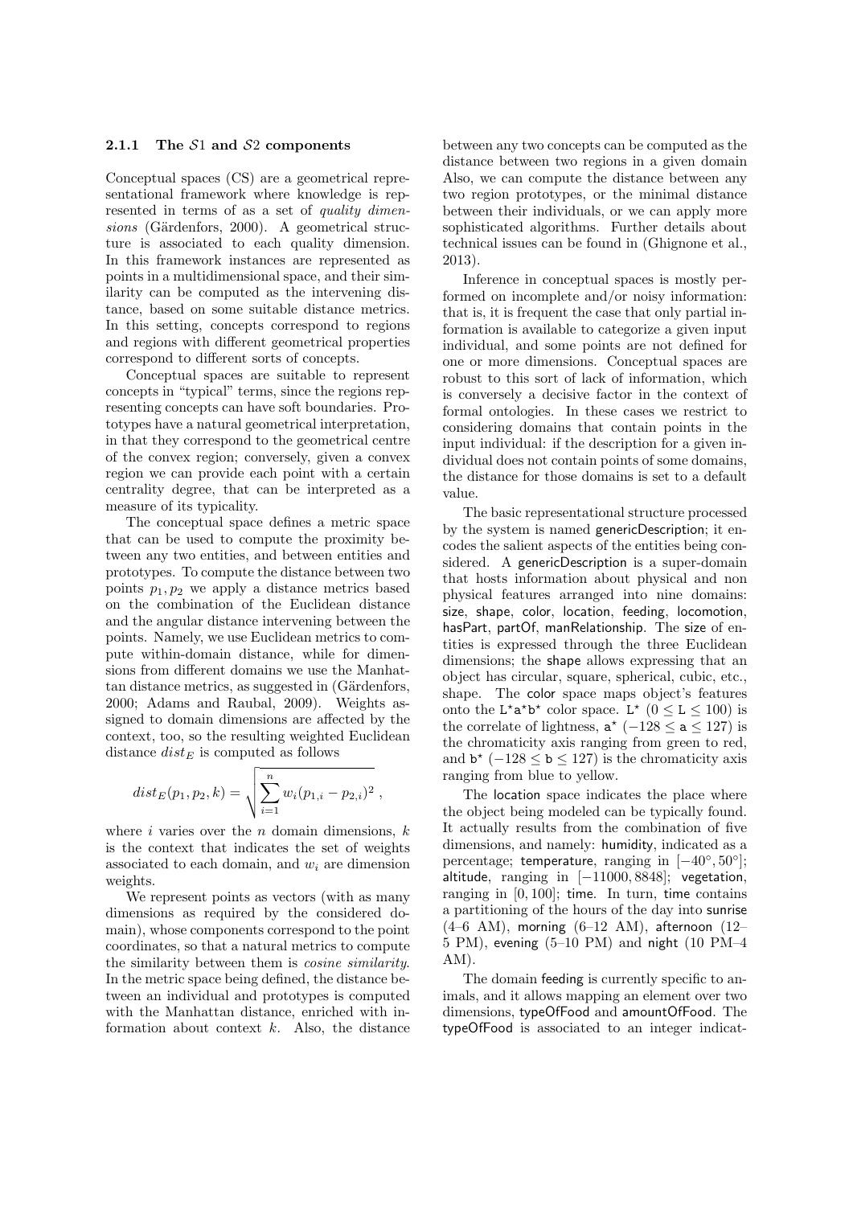### 2.1.1 The $\mathcal{S}1$ and $\mathcal{S}2$ components

Conceptual spaces (CS) are a geometrical representational framework where knowledge is represented in terms of as a set of *quality dimensions* (Gärdenfors, 2000). A geometrical structure is associated to each quality dimension. In this framework instances are represented as points in a multidimensional space, and their similarity can be computed as the intervening distance, based on some suitable distance metrics. In this setting, concepts correspond to regions and regions with different geometrical properties correspond to different sorts of concepts.

Conceptual spaces are suitable to represent concepts in "typical" terms, since the regions representing concepts can have soft boundaries. Prototypes have a natural geometrical interpretation, in that they correspond to the geometrical centre of the convex region; conversely, given a convex region we can provide each point with a certain centrality degree, that can be interpreted as a measure of its typicality.

The conceptual space defines a metric space that can be used to compute the proximity between any two entities, and between entities and prototypes. To compute the distance between two points $p_1, p_2$ we apply a distance metrics based on the combination of the Euclidean distance and the angular distance intervening between the points. Namely, we use Euclidean metrics to compute within-domain distance, while for dimensions from different domains we use the Manhattan distance metrics, as suggested in (Gärdenfors, 2000; Adams and Raubal, 2009). Weights assigned to domain dimensions are affected by the context, too, so the resulting weighted Euclidean distance $dist_E$ is computed as follows

$$dist_E(p_1, p_2, k) = \sqrt{\sum_{i=1}^{n} w_i (p_{1,i} - p_{2,i})^2} \ ,$$

where $i$ varies over the $n$ domain dimensions, $k$ is the context that indicates the set of weights associated to each domain, and $w_i$ are dimension weights.

We represent points as vectors (with as many dimensions as required by the considered domain), whose components correspond to the point coordinates, so that a natural metrics to compute the similarity between them is *cosine similarity*. In the metric space being defined, the distance between an individual and prototypes is computed with the Manhattan distance, enriched with information about context $k$. Also, the distance between any two concepts can be computed as the distance between two regions in a given domain Also, we can compute the distance between any two region prototypes, or the minimal distance between their individuals, or we can apply more sophisticated algorithms. Further details about technical issues can be found in (Ghignone et al., 2013).

Inference in conceptual spaces is mostly performed on incomplete and/or noisy information: that is, it is frequent the case that only partial information is available to categorize a given input individual, and some points are not defined for one or more dimensions. Conceptual spaces are robust to this sort of lack of information, which is conversely a decisive factor in the context of formal ontologies. In these cases we restrict to considering domains that contain points in the input individual: if the description for a given individual does not contain points of some domains, the distance for those domains is set to a default value.

The basic representational structure processed by the system is named genericDescription; it encodes the salient aspects of the entities being considered. A genericDescription is a super-domain that hosts information about physical and non physical features arranged into nine domains: size, shape, color, location, feeding, locomotion, hasPart, partOf, manRelationship. The size of entities is expressed through the three Euclidean dimensions; the shape allows expressing that an object has circular, square, spherical, cubic, etc., shape. The color space maps object's features onto the $\mathtt{L^{\star}a^{\star}b^{\star}}$ color space. $\mathtt{L^{\star}}$ ($0 \leq \mathtt{L} \leq 100$) is the correlate of lightness, $\mathtt{a^{\star}}$ ($-128 \leq \mathtt{a} \leq 127$) is the chromaticity axis ranging from green to red, and $\mathtt{b^{\star}}$ ($-128 \leq \mathtt{b} \leq 127$) is the chromaticity axis ranging from blue to yellow.

The location space indicates the place where the object being modeled can be typically found. It actually results from the combination of five dimensions, and namely: humidity, indicated as a percentage; temperature, ranging in $[-40°, 50°]$; altitude, ranging in $[-11000, 8848]$; vegetation, ranging in $[0, 100]$; time. In turn, time contains a partitioning of the hours of the day into sunrise (4–6 AM), morning (6–12 AM), afternoon (12–5 PM), evening (5–10 PM) and night (10 PM–4 AM).

The domain feeding is currently specific to animals, and it allows mapping an element over two dimensions, typeOfFood and amountOfFood. The typeOfFood is associated to an integer indicat-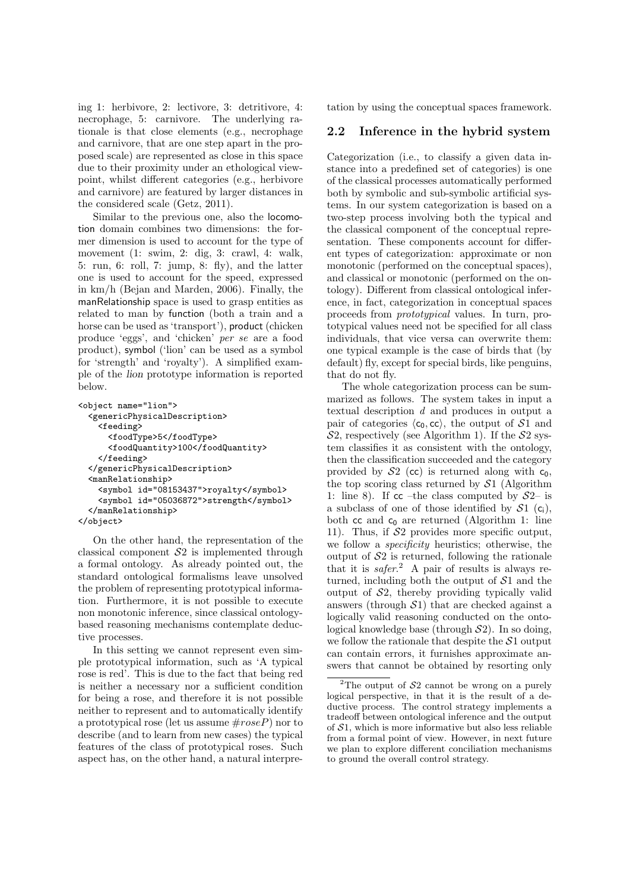ing 1: herbivore, 2: lectivore, 3: detritivore, 4: necrophage, 5: carnivore. The underlying rationale is that close elements (e.g., necrophage and carnivore, that are one step apart in the proposed scale) are represented as close in this space due to their proximity under an ethological viewpoint, whilst different categories (e.g., herbivore and carnivore) are featured by larger distances in the considered scale (Getz, 2011).

Similar to the previous one, also the locomotion domain combines two dimensions: the former dimension is used to account for the type of movement (1: swim, 2: dig, 3: crawl, 4: walk, 5: run, 6: roll, 7: jump, 8: fly), and the latter one is used to account for the speed, expressed in km/h (Bejan and Marden, 2006). Finally, the manRelationship space is used to grasp entities as related to man by function (both a train and a horse can be used as 'transport'), product (chicken produce 'eggs', and 'chicken' *per se* are a food product), symbol ('lion' can be used as a symbol for 'strength' and 'royalty'). A simplified example of the *lion* prototype information is reported below.

```
<object name="lion">
  <genericPhysicalDescription>
    <feeding>
      <foodType>5</foodType>
      <foodQuantity>100</foodQuantity>
    </feeding>
  </genericPhysicalDescription>
  <manRelationship>
    <symbol id="08153437">royalty</symbol>
    <symbol id="05036872">strength</symbol>
  </manRelationship>
</object>
```

On the other hand, the representation of the classical component $\mathcal{S}2$ is implemented through a formal ontology. As already pointed out, the standard ontological formalisms leave unsolved the problem of representing prototypical information. Furthermore, it is not possible to execute non monotonic inference, since classical ontology-based reasoning mechanisms contemplate deductive processes.

In this setting we cannot represent even simple prototypical information, such as 'A typical rose is red'. This is due to the fact that being red is neither a necessary nor a sufficient condition for being a rose, and therefore it is not possible neither to represent and to automatically identify a prototypical rose (let us assume $\#roseP$) nor to describe (and to learn from new cases) the typical features of the class of prototypical roses. Such aspect has, on the other hand, a natural interpretation by using the conceptual spaces framework.

## 2.2 Inference in the hybrid system

Categorization (i.e., to classify a given data instance into a predefined set of categories) is one of the classical processes automatically performed both by symbolic and sub-symbolic artificial systems. In our system categorization is based on a two-step process involving both the typical and the classical component of the conceptual representation. These components account for different types of categorization: approximate or non monotonic (performed on the conceptual spaces), and classical or monotonic (performed on the ontology). Different from classical ontological inference, in fact, categorization in conceptual spaces proceeds from *prototypical* values. In turn, prototypical values need not be specified for all class individuals, that vice versa can overwrite them: one typical example is the case of birds that (by default) fly, except for special birds, like penguins, that do not fly.

The whole categorization process can be summarized as follows. The system takes in input a textual description $d$ and produces in output a pair of categories $\langle \mathsf{c}_0, \mathsf{cc} \rangle$, the output of $\mathcal{S}1$ and $\mathcal{S}2$, respectively (see Algorithm 1). If the $\mathcal{S}2$ system classifies it as consistent with the ontology, then the classification succeeded and the category provided by $\mathcal{S}2$ ($\mathsf{cc}$) is returned along with $\mathsf{c}_0$, the top scoring class returned by $\mathcal{S}1$ (Algorithm 1: line 8). If $\mathsf{cc}$ –the class computed by $\mathcal{S}2$– is a subclass of one of those identified by $\mathcal{S}1$ ($\mathsf{c}_i$), both $\mathsf{cc}$ and $\mathsf{c}_0$ are returned (Algorithm 1: line 11). Thus, if $\mathcal{S}2$ provides more specific output, we follow a *specificity* heuristics; otherwise, the output of $\mathcal{S}2$ is returned, following the rationale that it is *safer*.[2] A pair of results is always returned, including both the output of $\mathcal{S}1$ and the output of $\mathcal{S}2$, thereby providing typically valid answers (through $\mathcal{S}1$) that are checked against a logically valid reasoning conducted on the ontological knowledge base (through $\mathcal{S}2$). In so doing, we follow the rationale that despite the $\mathcal{S}1$ output can contain errors, it furnishes approximate answers that cannot be obtained by resorting only

[2] The output of $\mathcal{S}2$ cannot be wrong on a purely logical perspective, in that it is the result of a deductive process. The control strategy implements a tradeoff between ontological inference and the output of $\mathcal{S}1$, which is more informative but also less reliable from a formal point of view. However, in next future we plan to explore different conciliation mechanisms to ground the overall control strategy.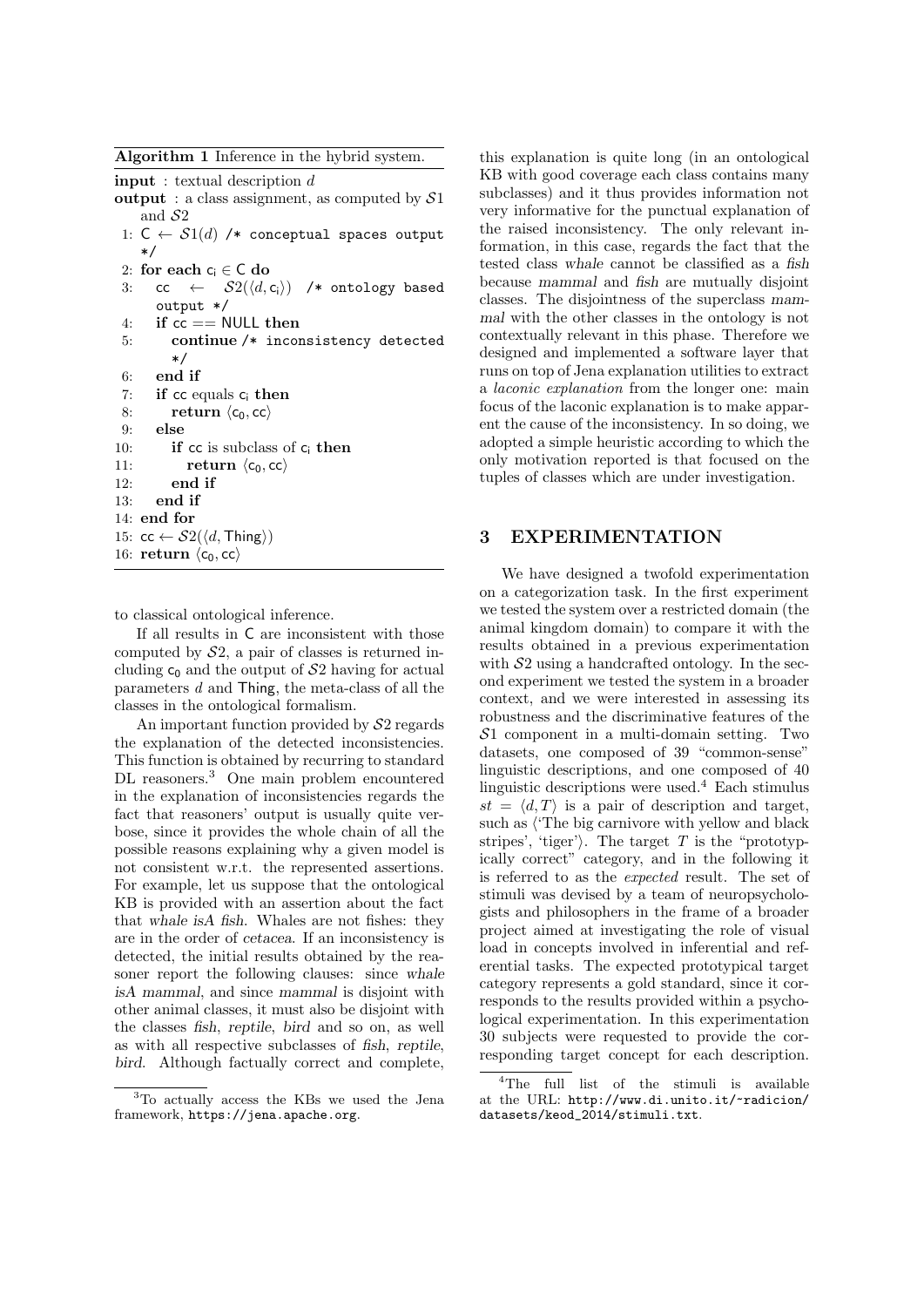**Algorithm 1** Inference in the hybrid system.

```
input : textual description d
output : a class assignment, as computed by S1 and S2
 1: C ← S1(d) /* conceptual spaces output */
 2: for each c_i ∈ C do
 3:    cc ← S2(⟨d, c_i⟩) /* ontology based output */
 4:    if cc == NULL then
 5:       continue /* inconsistency detected */
 6:    end if
 7:    if cc equals c_i then
 8:       return ⟨c_0, cc⟩
 9:    else
10:       if cc is subclass of c_i then
11:          return ⟨c_0, cc⟩
12:       end if
13:    end if
14: end for
15: cc ← S2(⟨d, Thing⟩)
16: return ⟨c_0, cc⟩
```

to classical ontological inference.

If all results in C are inconsistent with those computed by $\mathcal{S}2$, a pair of classes is returned including $c_0$ and the output of $\mathcal{S}2$ having for actual parameters $d$ and Thing, the meta-class of all the classes in the ontological formalism.

An important function provided by $\mathcal{S}2$ regards the explanation of the detected inconsistencies. This function is obtained by recurring to standard DL reasoners.[3] One main problem encountered in the explanation of inconsistencies regards the fact that reasoners' output is usually quite verbose, since it provides the whole chain of all the possible reasons explaining why a given model is not consistent w.r.t. the represented assertions. For example, let us suppose that the ontological KB is provided with an assertion about the fact that *whale isA fish*. Whales are not fishes: they are in the order of *cetacea*. If an inconsistency is detected, the initial results obtained by the reasoner report the following clauses: since *whale isA mammal*, and since *mammal* is disjoint with other animal classes, it must also be disjoint with the classes *fish*, *reptile*, *bird* and so on, as well as with all respective subclasses of *fish*, *reptile*, *bird*. Although factually correct and complete, this explanation is quite long (in an ontological KB with good coverage each class contains many subclasses) and it thus provides information not very informative for the punctual explanation of the raised inconsistency. The only relevant information, in this case, regards the fact that the tested class *whale* cannot be classified as a *fish* because *mammal* and *fish* are mutually disjoint classes. The disjointness of the superclass *mammal* with the other classes in the ontology is not contextually relevant in this phase. Therefore we designed and implemented a software layer that runs on top of Jena explanation utilities to extract a *laconic explanation* from the longer one: main focus of the laconic explanation is to make apparent the cause of the inconsistency. In so doing, we adopted a simple heuristic according to which the only motivation reported is that focused on the tuples of classes which are under investigation.

# 3 EXPERIMENTATION

We have designed a twofold experimentation on a categorization task. In the first experiment we tested the system over a restricted domain (the animal kingdom domain) to compare it with the results obtained in a previous experimentation with $\mathcal{S}2$ using a handcrafted ontology. In the second experiment we tested the system in a broader context, and we were interested in assessing its robustness and the discriminative features of the $\mathcal{S}1$ component in a multi-domain setting. Two datasets, one composed of 39 "common-sense" linguistic descriptions, and one composed of 40 linguistic descriptions were used.[4] Each stimulus $st = \langle d, T \rangle$ is a pair of description and target, such as ⟨'The big carnivore with yellow and black stripes', 'tiger'⟩. The target $T$ is the "prototypically correct" category, and in the following it is referred to as the *expected* result. The set of stimuli was devised by a team of neuropsychologists and philosophers in the frame of a broader project aimed at investigating the role of visual load in concepts involved in inferential and referential tasks. The expected prototypical target category represents a gold standard, since it corresponds to the results provided within a psychological experimentation. In this experimentation 30 subjects were requested to provide the corresponding target concept for each description.

---

[3] To actually access the KBs we used the Jena framework, https://jena.apache.org.

[4] The full list of the stimuli is available at the URL: http://www.di.unito.it/~radicion/datasets/keod_2014/stimuli.txt.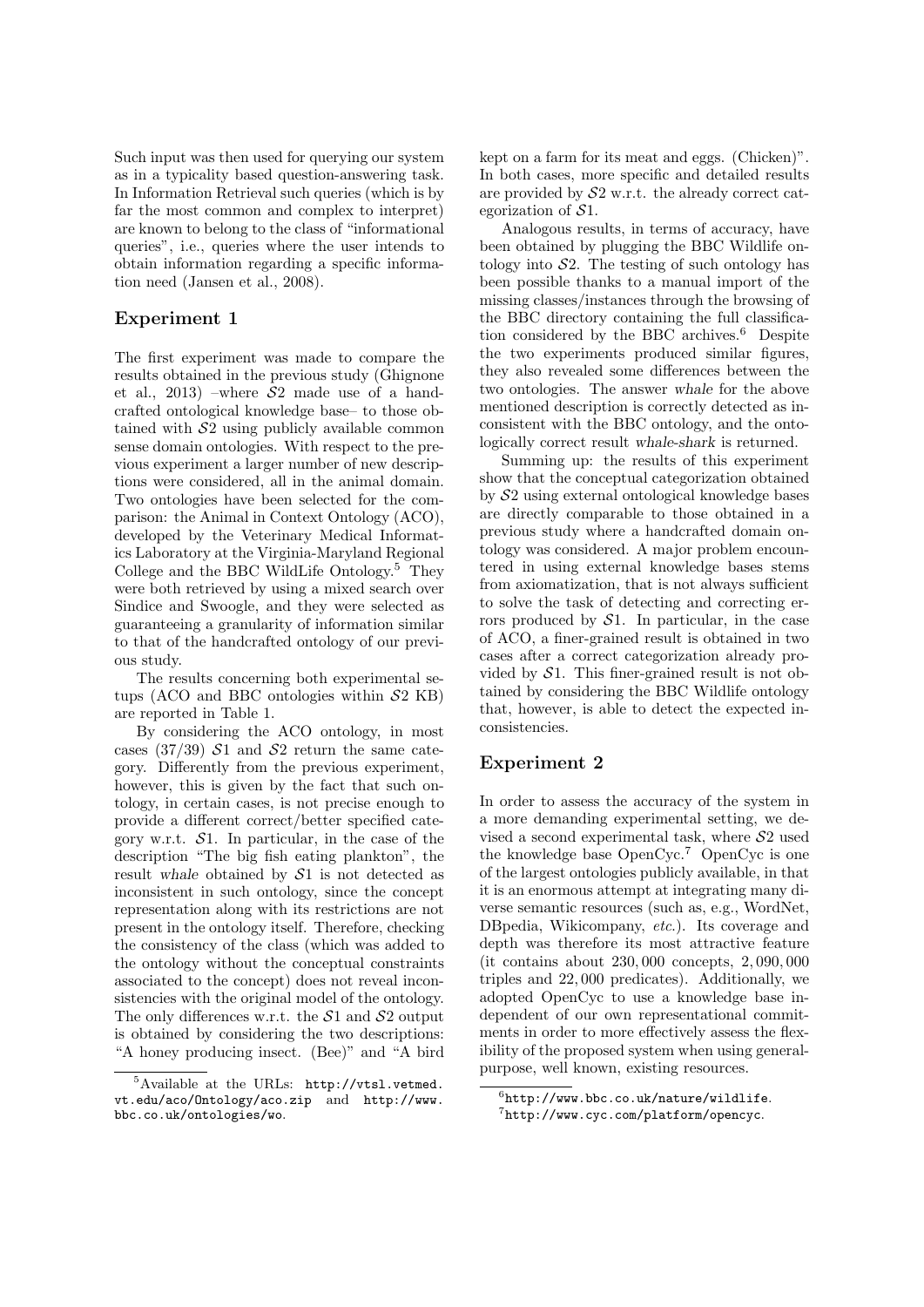Such input was then used for querying our system as in a typicality based question-answering task. In Information Retrieval such queries (which is by far the most common and complex to interpret) are known to belong to the class of "informational queries", i.e., queries where the user intends to obtain information regarding a specific information need (Jansen et al., 2008).

### Experiment 1

The first experiment was made to compare the results obtained in the previous study (Ghignone et al., 2013) –where $\mathcal{S}2$ made use of a handcrafted ontological knowledge base– to those obtained with $\mathcal{S}2$ using publicly available common sense domain ontologies. With respect to the previous experiment a larger number of new descriptions were considered, all in the animal domain. Two ontologies have been selected for the comparison: the Animal in Context Ontology (ACO), developed by the Veterinary Medical Informatics Laboratory at the Virginia-Maryland Regional College and the BBC WildLife Ontology.[5] They were both retrieved by using a mixed search over Sindice and Swoogle, and they were selected as guaranteeing a granularity of information similar to that of the handcrafted ontology of our previous study.

The results concerning both experimental setups (ACO and BBC ontologies within $\mathcal{S}2$ KB) are reported in Table 1.

By considering the ACO ontology, in most cases (37/39) $\mathcal{S}1$ and $\mathcal{S}2$ return the same category. Differently from the previous experiment, however, this is given by the fact that such ontology, in certain cases, is not precise enough to provide a different correct/better specified category w.r.t. $\mathcal{S}1$. In particular, in the case of the description "The big fish eating plankton", the result *whale* obtained by $\mathcal{S}1$ is not detected as inconsistent in such ontology, since the concept representation along with its restrictions are not present in the ontology itself. Therefore, checking the consistency of the class (which was added to the ontology without the conceptual constraints associated to the concept) does not reveal inconsistencies with the original model of the ontology. The only differences w.r.t. the $\mathcal{S}1$ and $\mathcal{S}2$ output is obtained by considering the two descriptions: "A honey producing insect. (Bee)" and "A bird kept on a farm for its meat and eggs. (Chicken)". In both cases, more specific and detailed results are provided by $\mathcal{S}2$ w.r.t. the already correct categorization of $\mathcal{S}1$.

Analogous results, in terms of accuracy, have been obtained by plugging the BBC Wildlife ontology into $\mathcal{S}2$. The testing of such ontology has been possible thanks to a manual import of the missing classes/instances through the browsing of the BBC directory containing the full classification considered by the BBC archives.[6] Despite the two experiments produced similar figures, they also revealed some differences between the two ontologies. The answer *whale* for the above mentioned description is correctly detected as inconsistent with the BBC ontology, and the ontologically correct result *whale-shark* is returned.

Summing up: the results of this experiment show that the conceptual categorization obtained by $\mathcal{S}2$ using external ontological knowledge bases are directly comparable to those obtained in a previous study where a handcrafted domain ontology was considered. A major problem encountered in using external knowledge bases stems from axiomatization, that is not always sufficient to solve the task of detecting and correcting errors produced by $\mathcal{S}1$. In particular, in the case of ACO, a finer-grained result is obtained in two cases after a correct categorization already provided by $\mathcal{S}1$. This finer-grained result is not obtained by considering the BBC Wildlife ontology that, however, is able to detect the expected inconsistencies.

### Experiment 2

In order to assess the accuracy of the system in a more demanding experimental setting, we devised a second experimental task, where $\mathcal{S}2$ used the knowledge base OpenCyc.[7] OpenCyc is one of the largest ontologies publicly available, in that it is an enormous attempt at integrating many diverse semantic resources (such as, e.g., WordNet, DBpedia, Wikicompany, *etc.*). Its coverage and depth was therefore its most attractive feature (it contains about 230,000 concepts, 2,090,000 triples and 22,000 predicates). Additionally, we adopted OpenCyc to use a knowledge base independent of our own representational commitments in order to more effectively assess the flexibility of the proposed system when using general-purpose, well known, existing resources.

[5] Available at the URLs: `http://vtsl.vetmed.vt.edu/aco/Ontology/aco.zip` and `http://www.bbc.co.uk/ontologies/wo`.

[6] `http://www.bbc.co.uk/nature/wildlife`.

[7] `http://www.cyc.com/platform/opencyc`.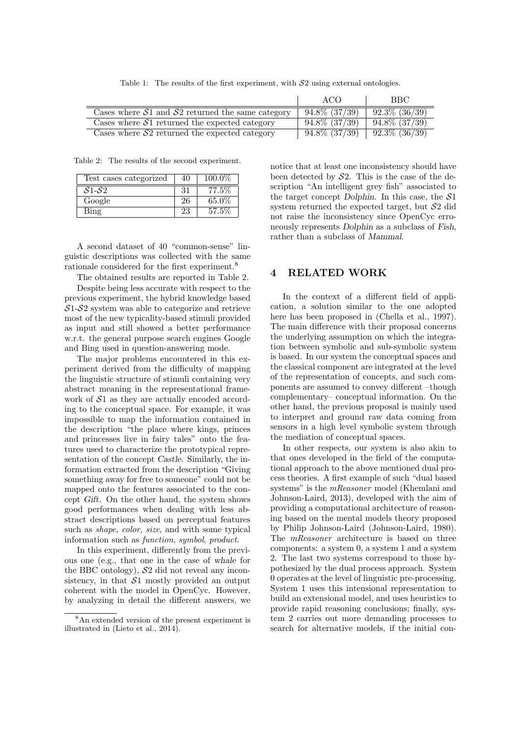Table 1: The results of the first experiment, with $\mathcal{S}2$ using external ontologies.

| | ACO | BBC |
|---|---|---|
| Cases where $\mathcal{S}1$ and $\mathcal{S}2$ returned the same category | 94.8% (37/39) | 92.3% (36/39) |
| Cases where $\mathcal{S}1$ returned the expected category | 94.8% (37/39) | 94.8% (37/39) |
| Cases where $\mathcal{S}2$ returned the expected category | 94.8% (37/39) | 92.3% (36/39) |

Table 2: The results of the second experiment.

| Test cases categorized | 40 | 100.0% |
|---|---|---|
| $\mathcal{S}1$-$\mathcal{S}2$ | 31 | 77.5% |
| Google | 26 | 65.0% |
| Bing | 23 | 57.5% |

A second dataset of 40 "common-sense" linguistic descriptions was collected with the same rationale considered for the first experiment.[8]

The obtained results are reported in Table 2.

Despite being less accurate with respect to the previous experiment, the hybrid knowledge based $\mathcal{S}1$-$\mathcal{S}2$ system was able to categorize and retrieve most of the new typicality-based stimuli provided as input and still showed a better performance w.r.t. the general purpose search engines Google and Bing used in question-answering mode.

The major problems encountered in this experiment derived from the difficulty of mapping the linguistic structure of stimuli containing very abstract meaning in the representational framework of $\mathcal{S}1$ as they are actually encoded according to the conceptual space. For example, it was impossible to map the information contained in the description "the place where kings, princes and princesses live in fairy tales" onto the features used to characterize the prototypical representation of the concept *Castle*. Similarly, the information extracted from the description "Giving something away for free to someone" could not be mapped onto the features associated to the concept *Gift*. On the other hand, the system shows good performances when dealing with less abstract descriptions based on perceptual features such as *shape*, *color*, *size*, and with some typical information such as *function*, *symbol*, *product*.

In this experiment, differently from the previous one (e.g., that one in the case of *whale* for the BBC ontology), $\mathcal{S}2$ did not reveal any inconsistency, in that $\mathcal{S}1$ mostly provided an output coherent with the model in OpenCyc. However, by analyzing in detail the different answers, we notice that at least one inconsistency should have been detected by $\mathcal{S}2$. This is the case of the description "An intelligent grey fish" associated to the target concept *Dolphin*. In this case, the $\mathcal{S}1$ system returned the expected target, but $\mathcal{S}2$ did not raise the inconsistency since OpenCyc erroneously represents *Dolphin* as a subclass of *Fish*, rather than a subclass of *Mammal*.

## 4 RELATED WORK

In the context of a different field of application, a solution similar to the one adopted here has been proposed in (Chella et al., 1997). The main difference with their proposal concerns the underlying assumption on which the integration between symbolic and sub-symbolic system is based. In our system the conceptual spaces and the classical component are integrated at the level of the representation of concepts, and such components are assumed to convey different –though complementary– conceptual information. On the other hand, the previous proposal is mainly used to interpret and ground raw data coming from sensors in a high level symbolic system through the mediation of conceptual spaces.

In other respects, our system is also akin to that ones developed in the field of the computational approach to the above mentioned dual process theories. A first example of such "dual based systems" is the *mReasoner* model (Khemlani and Johnson-Laird, 2013), developed with the aim of providing a computational architecture of reasoning based on the mental models theory proposed by Philip Johnson-Laird (Johnson-Laird, 1980). The *mReasoner* architecture is based on three components: a system 0, a system 1 and a system 2. The last two systems correspond to those hypothesized by the dual process approach. System 0 operates at the level of linguistic pre-processing. System 1 uses this intensional representation to build an extensional model, and uses heuristics to provide rapid reasoning conclusions; finally, system 2 carries out more demanding processes to search for alternative models, if the initial con-

[8] An extended version of the present experiment is illustrated in (Lieto et al., 2014).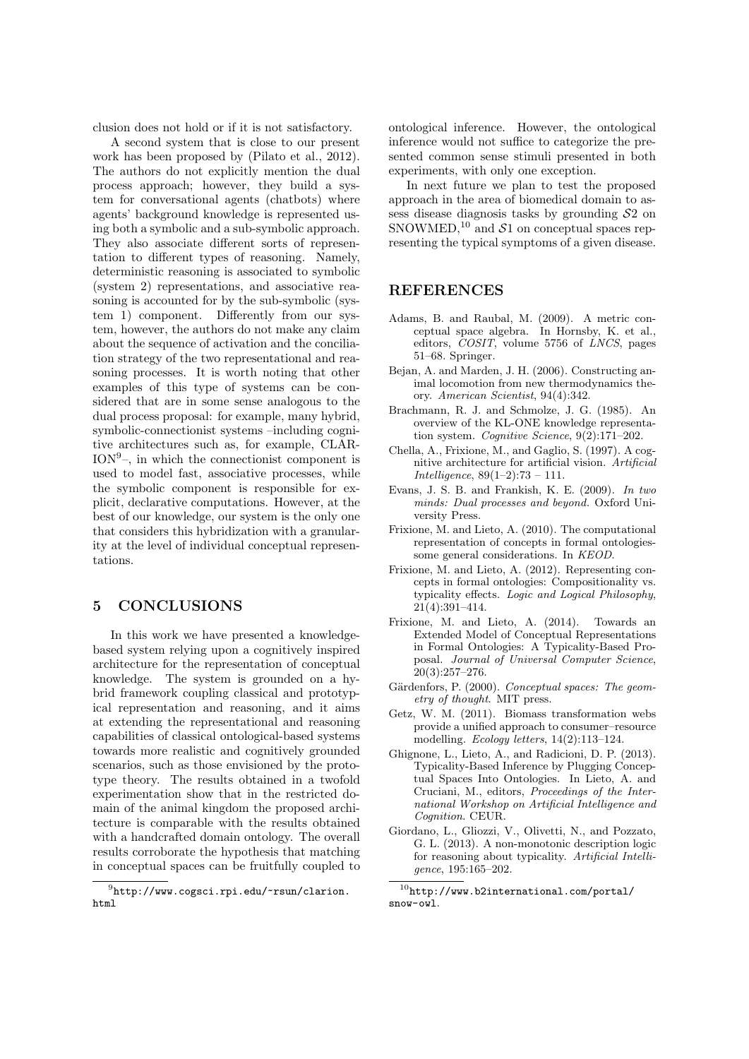clusion does not hold or if it is not satisfactory.

A second system that is close to our present work has been proposed by (Pilato et al., 2012). The authors do not explicitly mention the dual process approach; however, they build a system for conversational agents (chatbots) where agents' background knowledge is represented using both a symbolic and a sub-symbolic approach. They also associate different sorts of representation to different types of reasoning. Namely, deterministic reasoning is associated to symbolic (system 2) representations, and associative reasoning is accounted for by the sub-symbolic (system 1) component. Differently from our system, however, the authors do not make any claim about the sequence of activation and the conciliation strategy of the two representational and reasoning processes. It is worth noting that other examples of this type of systems can be considered that are in some sense analogous to the dual process proposal: for example, many hybrid, symbolic-connectionist systems –including cognitive architectures such as, for example, CLARION[9]–, in which the connectionist component is used to model fast, associative processes, while the symbolic component is responsible for explicit, declarative computations. However, at the best of our knowledge, our system is the only one that considers this hybridization with a granularity at the level of individual conceptual representations.

## 5 CONCLUSIONS

In this work we have presented a knowledge-based system relying upon a cognitively inspired architecture for the representation of conceptual knowledge. The system is grounded on a hybrid framework coupling classical and prototypical representation and reasoning, and it aims at extending the representational and reasoning capabilities of classical ontological-based systems towards more realistic and cognitively grounded scenarios, such as those envisioned by the prototype theory. The results obtained in a twofold experimentation show that in the restricted domain of the animal kingdom the proposed architecture is comparable with the results obtained with a handcrafted domain ontology. The overall results corroborate the hypothesis that matching in conceptual spaces can be fruitfully coupled to ontological inference. However, the ontological inference would not suffice to categorize the presented common sense stimuli presented in both experiments, with only one exception.

In next future we plan to test the proposed approach in the area of biomedical domain to assess disease diagnosis tasks by grounding $\mathcal{S}2$ on SNOWMED,[10] and $\mathcal{S}1$ on conceptual spaces representing the typical symptoms of a given disease.

## REFERENCES

Adams, B. and Raubal, M. (2009). A metric conceptual space algebra. In Hornsby, K. et al., editors, *COSIT*, volume 5756 of *LNCS*, pages 51–68. Springer.

Bejan, A. and Marden, J. H. (2006). Constructing animal locomotion from new thermodynamics theory. *American Scientist*, 94(4):342.

Brachmann, R. J. and Schmolze, J. G. (1985). An overview of the KL-ONE knowledge representation system. *Cognitive Science*, 9(2):171–202.

Chella, A., Frixione, M., and Gaglio, S. (1997). A cognitive architecture for artificial vision. *Artificial Intelligence*, 89(1–2):73 – 111.

Evans, J. S. B. and Frankish, K. E. (2009). *In two minds: Dual processes and beyond*. Oxford University Press.

Frixione, M. and Lieto, A. (2010). The computational representation of concepts in formal ontologies-some general considerations. In *KEOD*.

Frixione, M. and Lieto, A. (2012). Representing concepts in formal ontologies: Compositionality vs. typicality effects. *Logic and Logical Philosophy*, 21(4):391–414.

Frixione, M. and Lieto, A. (2014). Towards an Extended Model of Conceptual Representations in Formal Ontologies: A Typicality-Based Proposal. *Journal of Universal Computer Science*, 20(3):257–276.

Gärdenfors, P. (2000). *Conceptual spaces: The geometry of thought*. MIT press.

Getz, W. M. (2011). Biomass transformation webs provide a unified approach to consumer–resource modelling. *Ecology letters*, 14(2):113–124.

Ghignone, L., Lieto, A., and Radicioni, D. P. (2013). Typicality-Based Inference by Plugging Conceptual Spaces Into Ontologies. In Lieto, A. and Cruciani, M., editors, *Proceedings of the International Workshop on Artificial Intelligence and Cognition*. CEUR.

Giordano, L., Gliozzi, V., Olivetti, N., and Pozzato, G. L. (2013). A non-monotonic description logic for reasoning about typicality. *Artificial Intelligence*, 195:165–202.

[9] http://www.cogsci.rpi.edu/~rsun/clarion.html

[10] http://www.b2international.com/portal/snow-owl.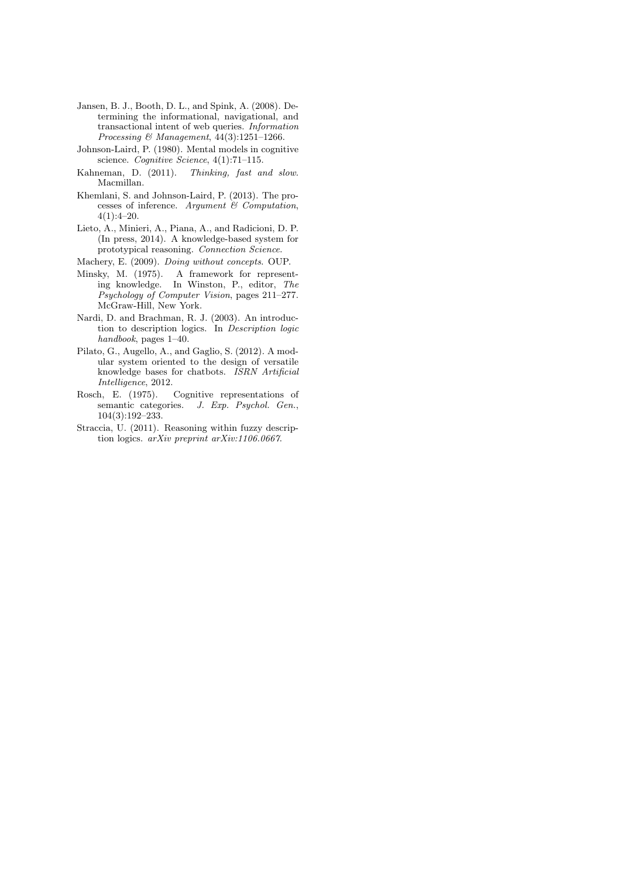Jansen, B. J., Booth, D. L., and Spink, A. (2008). Determining the informational, navigational, and transactional intent of web queries. *Information Processing & Management*, 44(3):1251–1266.

Johnson-Laird, P. (1980). Mental models in cognitive science. *Cognitive Science*, 4(1):71–115.

Kahneman, D. (2011). *Thinking, fast and slow*. Macmillan.

Khemlani, S. and Johnson-Laird, P. (2013). The processes of inference. *Argument & Computation*, 4(1):4–20.

Lieto, A., Minieri, A., Piana, A., and Radicioni, D. P. (In press, 2014). A knowledge-based system for prototypical reasoning. *Connection Science*.

Machery, E. (2009). *Doing without concepts*. OUP.

Minsky, M. (1975). A framework for representing knowledge. In Winston, P., editor, *The Psychology of Computer Vision*, pages 211–277. McGraw-Hill, New York.

Nardi, D. and Brachman, R. J. (2003). An introduction to description logics. In *Description logic handbook*, pages 1–40.

Pilato, G., Augello, A., and Gaglio, S. (2012). A modular system oriented to the design of versatile knowledge bases for chatbots. *ISRN Artificial Intelligence*, 2012.

Rosch, E. (1975). Cognitive representations of semantic categories. *J. Exp. Psychol. Gen.*, 104(3):192–233.

Straccia, U. (2011). Reasoning within fuzzy description logics. *arXiv preprint arXiv:1106.0667*.